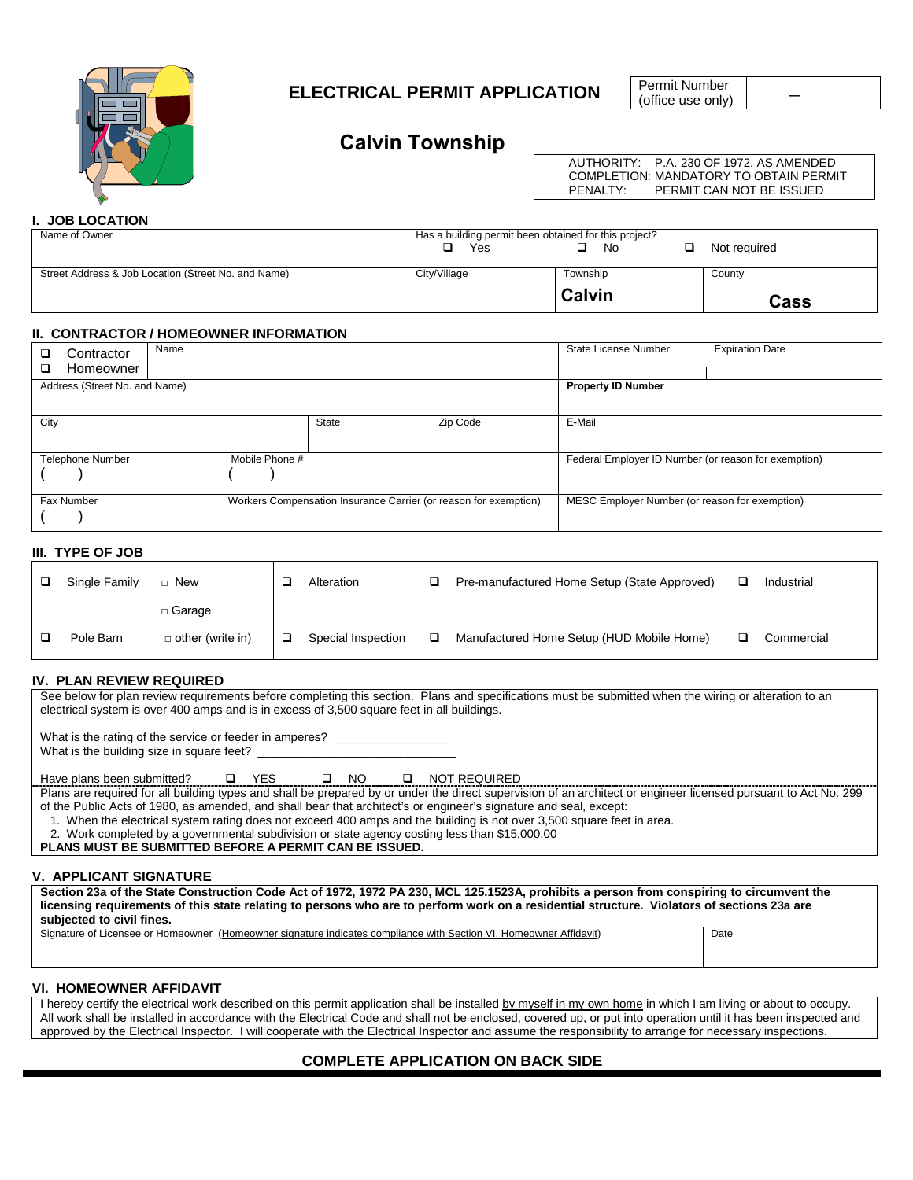# ELECTRICAL PERMIT APPLICATION

| Permit Number (office use only) | – |
|---|---|

## Calvin Township

AUTHORITY: P.A. 230 OF 1972, AS AMENDED
COMPLETION: MANDATORY TO OBTAIN PERMIT
PENALTY: PERMIT CAN NOT BE ISSUED

### I. JOB LOCATION

| Name of Owner | Has a building permit been obtained for this project? ❑ Yes ❑ No ❑ Not required | | |
|---|---|---|---|
| Street Address & Job Location (Street No. and Name) | City/Village | Township **Calvin** | County **Cass** |

### II. CONTRACTOR / HOMEOWNER INFORMATION

| ❑ Contractor ❑ Homeowner | Name | | | State License Number | Expiration Date |
|---|---|---|---|---|---|
| Address (Street No. and Name) | | | | **Property ID Number** | |
| City | | State | Zip Code | E-Mail | |
| Telephone Number ( ) | Mobile Phone # ( ) | | | Federal Employer ID Number (or reason for exemption) | |
| Fax Number ( ) | Workers Compensation Insurance Carrier (or reason for exemption) | | | MESC Employer Number (or reason for exemption) | |

### III. TYPE OF JOB

| ❑ Single Family | □ New □ Garage | ❑ Alteration | ❑ Pre-manufactured Home Setup (State Approved) | ❑ Industrial |
|---|---|---|---|---|
| ❑ Pole Barn | □ other (write in) | ❑ Special Inspection | ❑ Manufactured Home Setup (HUD Mobile Home) | ❑ Commercial |

### IV. PLAN REVIEW REQUIRED

See below for plan review requirements before completing this section. Plans and specifications must be submitted when the wiring or alteration to an electrical system is over 400 amps and is in excess of 3,500 square feet in all buildings.

What is the rating of the service or feeder in amperes? _________________
What is the building size in square feet? ______________________________

Have plans been submitted? ❑ YES ❑ NO ❑ NOT REQUIRED

Plans are required for all building types and shall be prepared by or under the direct supervision of an architect or engineer licensed pursuant to Act No. 299 of the Public Acts of 1980, as amended, and shall bear that architect's or engineer's signature and seal, except:

1. When the electrical system rating does not exceed 400 amps and the building is not over 3,500 square feet in area.
2. Work completed by a governmental subdivision or state agency costing less than $15,000.00

**PLANS MUST BE SUBMITTED BEFORE A PERMIT CAN BE ISSUED.**

### V. APPLICANT SIGNATURE

**Section 23a of the State Construction Code Act of 1972, 1972 PA 230, MCL 125.1523A, prohibits a person from conspiring to circumvent the licensing requirements of this state relating to persons who are to perform work on a residential structure. Violators of sections 23a are subjected to civil fines.**

| Signature of Licensee or Homeowner (Homeowner signature indicates compliance with Section VI. Homeowner Affidavit) | Date |
|---|---|
| | |

### VI. HOMEOWNER AFFIDAVIT

I hereby certify the electrical work described on this permit application shall be installed by myself in my own home in which I am living or about to occupy. All work shall be installed in accordance with the Electrical Code and shall not be enclosed, covered up, or put into operation until it has been inspected and approved by the Electrical Inspector. I will cooperate with the Electrical Inspector and assume the responsibility to arrange for necessary inspections.

**COMPLETE APPLICATION ON BACK SIDE**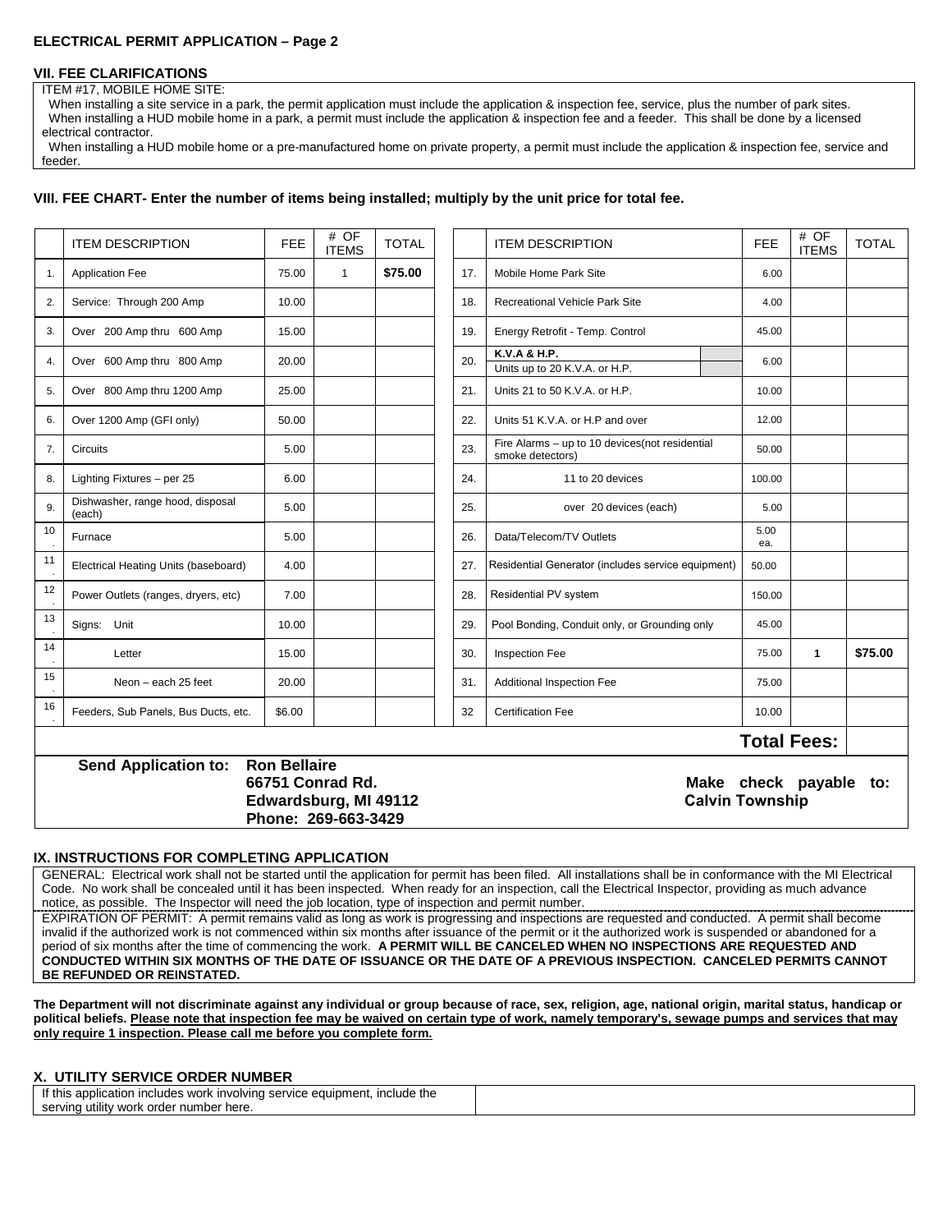## ELECTRICAL PERMIT APPLICATION – Page 2

### VII. FEE CLARIFICATIONS

ITEM #17, MOBILE HOME SITE:

When installing a site service in a park, the permit application must include the application & inspection fee, service, plus the number of park sites.

When installing a HUD mobile home in a park, a permit must include the application & inspection fee and a feeder. This shall be done by a licensed electrical contractor.

When installing a HUD mobile home or a pre-manufactured home on private property, a permit must include the application & inspection fee, service and feeder.

### VIII. FEE CHART- Enter the number of items being installed; multiply by the unit price for total fee.

| | ITEM DESCRIPTION | FEE | # OF ITEMS | TOTAL | | ITEM DESCRIPTION | FEE | # OF ITEMS | TOTAL |
|---|---|---|---|---|---|---|---|---|---|
| 1. | Application Fee | 75.00 | 1 | **$75.00** | 17. | Mobile Home Park Site | 6.00 | | |
| 2. | Service: Through 200 Amp | 10.00 | | | 18. | Recreational Vehicle Park Site | 4.00 | | |
| 3. | Over 200 Amp thru 600 Amp | 15.00 | | | 19. | Energy Retrofit - Temp. Control | 45.00 | | |
| 4. | Over 600 Amp thru 800 Amp | 20.00 | | | 20. | **K.V.A & H.P.** Units up to 20 K.V.A. or H.P. | 6.00 | | |
| 5. | Over 800 Amp thru 1200 Amp | 25.00 | | | 21. | Units 21 to 50 K.V.A. or H.P. | 10.00 | | |
| 6. | Over 1200 Amp (GFI only) | 50.00 | | | 22. | Units 51 K.V.A. or H.P and over | 12.00 | | |
| 7. | Circuits | 5.00 | | | 23. | Fire Alarms – up to 10 devices(not residential smoke detectors) | 50.00 | | |
| 8. | Lighting Fixtures – per 25 | 6.00 | | | 24. | 11 to 20 devices | 100.00 | | |
| 9. | Dishwasher, range hood, disposal (each) | 5.00 | | | 25. | over 20 devices (each) | 5.00 | | |
| 10. | Furnace | 5.00 | | | 26. | Data/Telecom/TV Outlets | 5.00 ea. | | |
| 11. | Electrical Heating Units (baseboard) | 4.00 | | | 27. | Residential Generator (includes service equipment) | 50.00 | | |
| 12. | Power Outlets (ranges, dryers, etc) | 7.00 | | | 28. | Residential PV system | 150.00 | | |
| 13. | Signs: Unit | 10.00 | | | 29. | Pool Bonding, Conduit only, or Grounding only | 45.00 | | |
| 14. | Letter | 15.00 | | | 30. | Inspection Fee | 75.00 | **1** | **$75.00** |
| 15. | Neon – each 25 feet | 20.00 | | | 31. | Additional Inspection Fee | 75.00 | | |
| 16. | Feeders, Sub Panels, Bus Ducts, etc. | $6.00 | | | 32 | Certification Fee | 10.00 | | |
| | | | | | | | **Total Fees:** | | |

**Send Application to:** **Ron Bellaire**
**66751 Conrad Rd.**
**Edwardsburg, MI 49112**
**Phone: 269-663-3429**

**Make check payable to:**
**Calvin Township**

### IX. INSTRUCTIONS FOR COMPLETING APPLICATION

GENERAL: Electrical work shall not be started until the application for permit has been filed. All installations shall be in conformance with the MI Electrical Code. No work shall be concealed until it has been inspected. When ready for an inspection, call the Electrical Inspector, providing as much advance notice, as possible. The Inspector will need the job location, type of inspection and permit number.

EXPIRATION OF PERMIT: A permit remains valid as long as work is progressing and inspections are requested and conducted. A permit shall become invalid if the authorized work is not commenced within six months after issuance of the permit or it the authorized work is suspended or abandoned for a period of six months after the time of commencing the work. **A PERMIT WILL BE CANCELED WHEN NO INSPECTIONS ARE REQUESTED AND CONDUCTED WITHIN SIX MONTHS OF THE DATE OF ISSUANCE OR THE DATE OF A PREVIOUS INSPECTION. CANCELED PERMITS CANNOT BE REFUNDED OR REINSTATED.**

**The Department will not discriminate against any individual or group because of race, sex, religion, age, national origin, marital status, handicap or political beliefs. Please note that inspection fee may be waived on certain type of work, namely temporary's, sewage pumps and services that may only require 1 inspection. Please call me before you complete form.**

### X. UTILITY SERVICE ORDER NUMBER

| | |
|---|---|
| If this application includes work involving service equipment, include the serving utility work order number here. | |